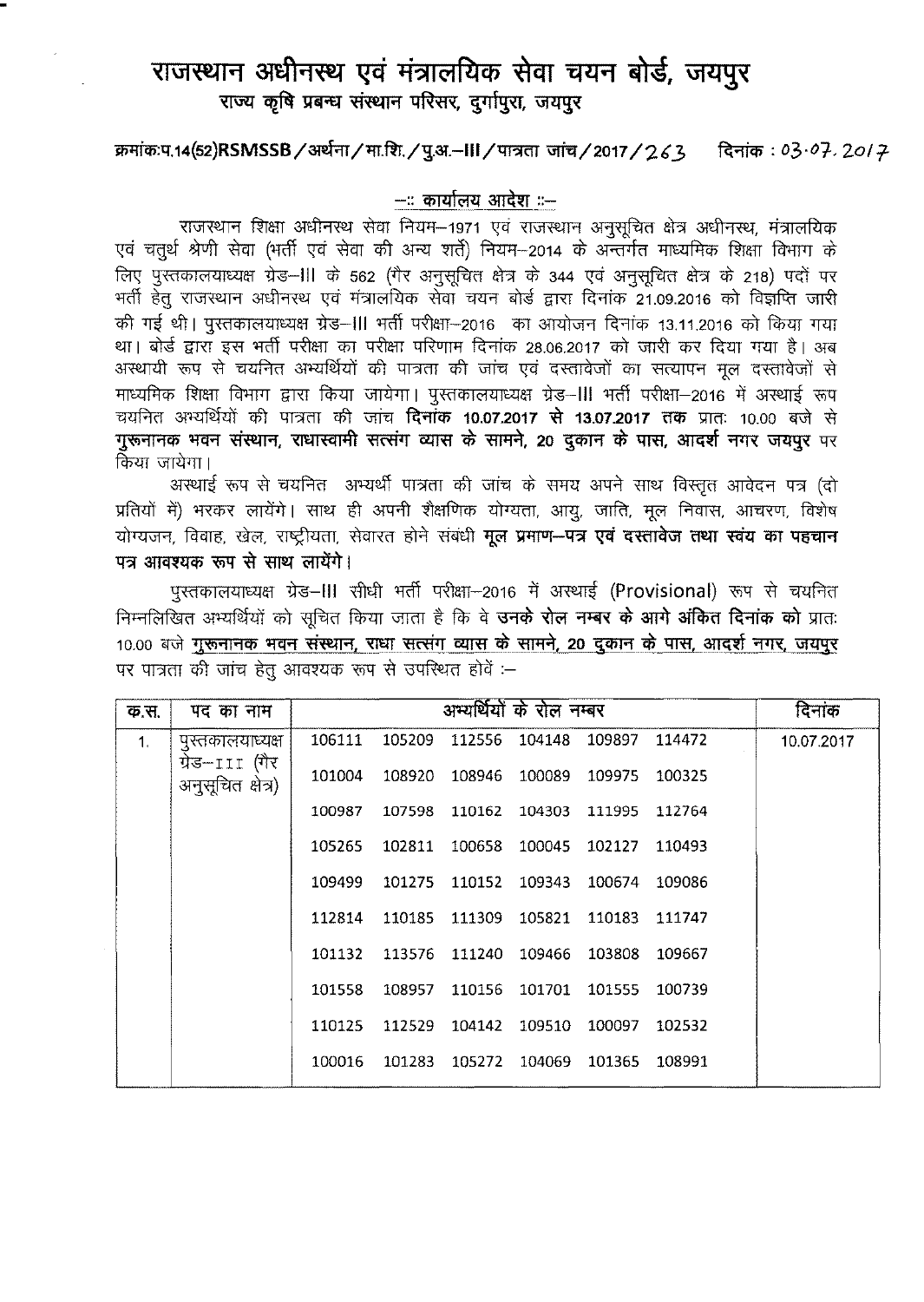# राजस्थान अधीनस्थ एवं मंत्रालयिक सेवा चयन बोर्ड, जयपुर

## राज्य कृषि प्रबन्ध संस्थान परिसर, दुर्गापुरा, जयपुर

क्रमांकःप.14(52)RSMSSB/अर्थना/मा.शि./पु.अ.-III/पात्रता जांच/2017/263 दिनांक : 03.07.2017

### –:: कार्यालय आदेश ::–

राजस्थान शिक्षा अधीनस्थ सेवा नियम–1971 एवं राजस्थान अनुसूचित क्षेत्र अधीनस्थ, मंत्रालयिक एवं चतुर्थ श्रेणी सेवा (भर्ती एवं सेवा की अन्य शर्तें) नियम–2014 के अन्तर्गत माध्यमिक शिक्षा विभाग के लिए पुस्तकालयाध्यक्ष ग्रेड–III के 562 (गैर अनुसूचित क्षेत्र के 344 एवं अनुसूचित क्षेत्र के 218) पदों पर भर्ती हेतु राजस्थान अधीनस्थ एवं मंत्रालयिक सेवा चयन बोर्ड द्वारा दिनांक 21.09.2016 को विज्ञप्ति जारी की गई थी। पुस्तकालयाध्यक्ष ग्रेड–III भर्ती परीक्षा–2016 का आयोजन दिनांक 13.11.2016 को किया गया था। बोर्ड द्वारा इस भर्ती परीक्षा का परीक्षा परिणाम दिनांक 28.06.2017 को जारी कर दिया गया है। अब अस्थायी रूप से चयनित अभ्यर्थियों की पात्रता की जांच एवं दस्तावेजों का सत्यापन मूल दस्तावेजों से माध्यमिक शिक्षा विभाग द्वारा किया जायेगा। पुस्तकालयाध्यक्ष ग्रेड–III भर्ती परीक्षा–2016 में अस्थाई रूप चयनित अभ्यर्थियों की पात्रता की जांच **दिनांक 10.07.2017 से 13.07.2017 तक** प्रातः 10.00 बजे से **गुरूनानक भवन संस्थान, राधास्वामी सत्संग व्यास के सामने, 20 दुकान के पास, आदर्श नगर जयपुर** पर किया जायेगा।

अस्थाई रूप से चयनित अभ्यर्थी पात्रता की जांच के समय अपने साथ विस्तृत आवेदन पत्र (दो प्रतियों में) भरकर लायेंगे। साथ ही अपनी शैक्षणिक योग्यता, आयु, जाति, मूल निवास, आचरण, विशेष योग्यजन, विवाह, खेल, राष्ट्रीयता, सेवारत होने संबंधी **मूल प्रमाण–पत्र एवं दस्तावेज तथा स्वंय का पहचान पत्र आवश्यक रूप से साथ लायेंगे।**

पुस्तकालयाध्यक्ष ग्रेड–III सीधी भर्ती परीक्षा–2016 में अस्थाई (Provisional) रूप से चयनित निम्नलिखित अभ्यर्थियों को सूचित किया जाता है कि वे **उनके रोल नम्बर के आगे अंकित दिनांक को** प्रातः 10.00 बजे **गुरूनानक भवन संस्थान, राधा सत्संग व्यास के सामने, 20 दुकान के पास, आदर्श नगर, जयपुर** पर पात्रता की जांच हेतु आवश्यक रूप से उपस्थित होवें :–

| क.स. | पद का नाम | अभ्यर्थियों के रोल नम्बर | | | | | | दिनांक |
|---|---|---|---|---|---|---|---|---|
| 1. | पुस्तकालयाध्यक्ष ग्रेड–III (गैर अनुसूचित क्षेत्र) | 106111 | 105209 | 112556 | 104148 | 109897 | 114472 | 10.07.2017 |
| | | 101004 | 108920 | 108946 | 100089 | 109975 | 100325 | |
| | | 100987 | 107598 | 110162 | 104303 | 111995 | 112764 | |
| | | 105265 | 102811 | 100658 | 100045 | 102127 | 110493 | |
| | | 109499 | 101275 | 110152 | 109343 | 100674 | 109086 | |
| | | 112814 | 110185 | 111309 | 105821 | 110183 | 111747 | |
| | | 101132 | 113576 | 111240 | 109466 | 103808 | 109667 | |
| | | 101558 | 108957 | 110156 | 101701 | 101555 | 100739 | |
| | | 110125 | 112529 | 104142 | 109510 | 100097 | 102532 | |
| | | 100016 | 101283 | 105272 | 104069 | 101365 | 108991 | |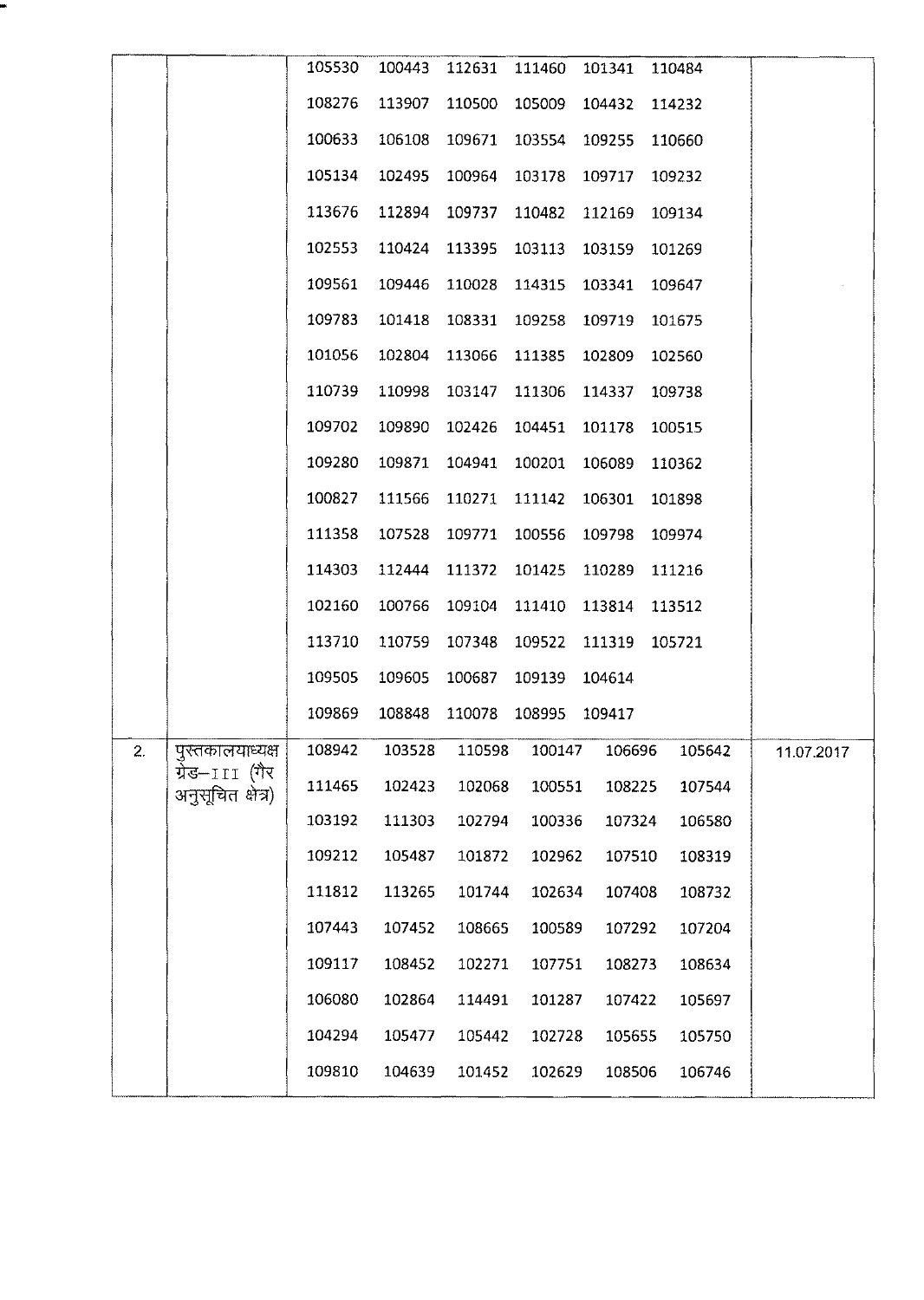| | | | | | | | | |
|---|---|---|---|---|---|---|---|---|
| | | 105530 | 100443 | 112631 | 111460 | 101341 | 110484 | |
| | | 108276 | 113907 | 110500 | 105009 | 104432 | 114232 | |
| | | 100633 | 106108 | 109671 | 103554 | 109255 | 110660 | |
| | | 105134 | 102495 | 100964 | 103178 | 109717 | 109232 | |
| | | 113676 | 112894 | 109737 | 110482 | 112169 | 109134 | |
| | | 102553 | 110424 | 113395 | 103113 | 103159 | 101269 | |
| | | 109561 | 109446 | 110028 | 114315 | 103341 | 109647 | |
| | | 109783 | 101418 | 108331 | 109258 | 109719 | 101675 | |
| | | 101056 | 102804 | 113066 | 111385 | 102809 | 102560 | |
| | | 110739 | 110998 | 103147 | 111306 | 114337 | 109738 | |
| | | 109702 | 109890 | 102426 | 104451 | 101178 | 100515 | |
| | | 109280 | 109871 | 104941 | 100201 | 106089 | 110362 | |
| | | 100827 | 111566 | 110271 | 111142 | 106301 | 101898 | |
| | | 111358 | 107528 | 109771 | 100556 | 109798 | 109974 | |
| | | 114303 | 112444 | 111372 | 101425 | 110289 | 111216 | |
| | | 102160 | 100766 | 109104 | 111410 | 113814 | 113512 | |
| | | 113710 | 110759 | 107348 | 109522 | 111319 | 105721 | |
| | | 109505 | 109605 | 100687 | 109139 | 104614 | | |
| | | 109869 | 108848 | 110078 | 108995 | 109417 | | |
| 2. | पुस्तकालयाध्यक्ष ग्रेड–III (गैर अनुसूचित क्षेत्र) | 108942 | 103528 | 110598 | 100147 | 106696 | 105642 | 11.07.2017 |
| | | 111465 | 102423 | 102068 | 100551 | 108225 | 107544 | |
| | | 103192 | 111303 | 102794 | 100336 | 107324 | 106580 | |
| | | 109212 | 105487 | 101872 | 102962 | 107510 | 108319 | |
| | | 111812 | 113265 | 101744 | 102634 | 107408 | 108732 | |
| | | 107443 | 107452 | 108665 | 100589 | 107292 | 107204 | |
| | | 109117 | 108452 | 102271 | 107751 | 108273 | 108634 | |
| | | 106080 | 102864 | 114491 | 101287 | 107422 | 105697 | |
| | | 104294 | 105477 | 105442 | 102728 | 105655 | 105750 | |
| | | 109810 | 104639 | 101452 | 102629 | 108506 | 106746 | |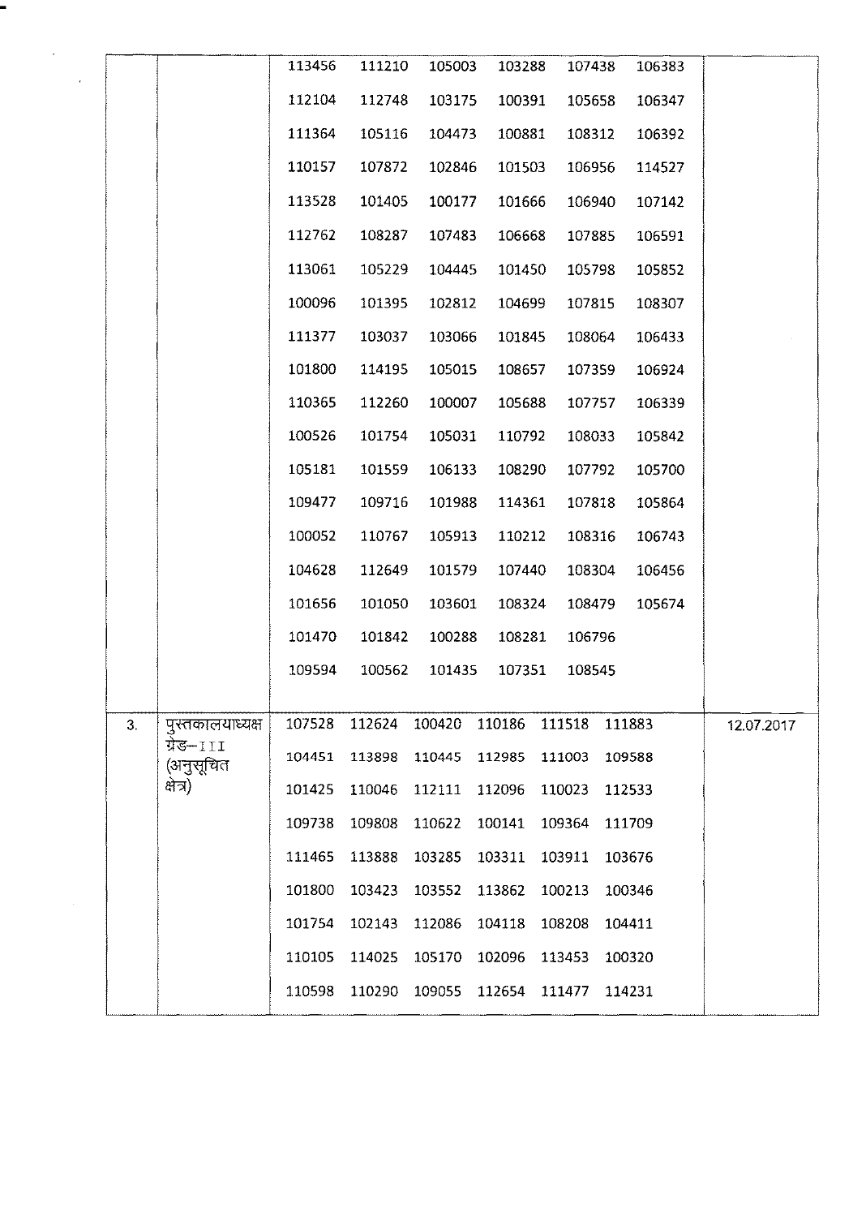| | | | | | | | | |
|---|---|---|---|---|---|---|---|---|
| | | 113456 | 111210 | 105003 | 103288 | 107438 | 106383 | |
| | | 112104 | 112748 | 103175 | 100391 | 105658 | 106347 | |
| | | 111364 | 105116 | 104473 | 100881 | 108312 | 106392 | |
| | | 110157 | 107872 | 102846 | 101503 | 106956 | 114527 | |
| | | 113528 | 101405 | 100177 | 101666 | 106940 | 107142 | |
| | | 112762 | 108287 | 107483 | 106668 | 107885 | 106591 | |
| | | 113061 | 105229 | 104445 | 101450 | 105798 | 105852 | |
| | | 100096 | 101395 | 102812 | 104699 | 107815 | 108307 | |
| | | 111377 | 103037 | 103066 | 101845 | 108064 | 106433 | |
| | | 101800 | 114195 | 105015 | 108657 | 107359 | 106924 | |
| | | 110365 | 112260 | 100007 | 105688 | 107757 | 106339 | |
| | | 100526 | 101754 | 105031 | 110792 | 108033 | 105842 | |
| | | 105181 | 101559 | 106133 | 108290 | 107792 | 105700 | |
| | | 109477 | 109716 | 101988 | 114361 | 107818 | 105864 | |
| | | 100052 | 110767 | 105913 | 110212 | 108316 | 106743 | |
| | | 104628 | 112649 | 101579 | 107440 | 108304 | 106456 | |
| | | 101656 | 101050 | 103601 | 108324 | 108479 | 105674 | |
| | | 101470 | 101842 | 100288 | 108281 | 106796 | | |
| | | 109594 | 100562 | 101435 | 107351 | 108545 | | |
| 3. | पुस्तकालयाध्यक्ष ग्रेड–III (अनुसूचित क्षेत्र) | 107528 | 112624 | 100420 | 110186 | 111518 | 111883 | 12.07.2017 |
| | | 104451 | 113898 | 110445 | 112985 | 111003 | 109588 | |
| | | 101425 | 110046 | 112111 | 112096 | 110023 | 112533 | |
| | | 109738 | 109808 | 110622 | 100141 | 109364 | 111709 | |
| | | 111465 | 113888 | 103285 | 103311 | 103911 | 103676 | |
| | | 101800 | 103423 | 103552 | 113862 | 100213 | 100346 | |
| | | 101754 | 102143 | 112086 | 104118 | 108208 | 104411 | |
| | | 110105 | 114025 | 105170 | 102096 | 113453 | 100320 | |
| | | 110598 | 110290 | 109055 | 112654 | 111477 | 114231 | |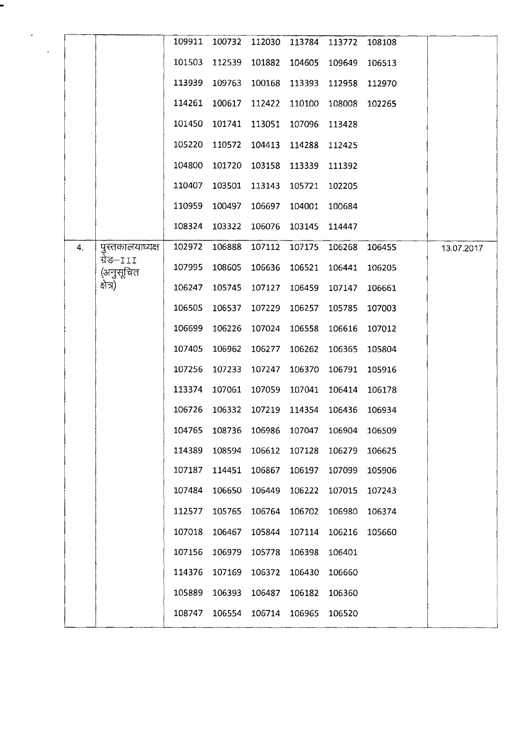|  |  |  |  |  |  |  |  |  |
|---|---|---|---|---|---|---|---|---|
|  |  | 109911 | 100732 | 112030 | 113784 | 113772 | 108108 |  |
|  |  | 101503 | 112539 | 101882 | 104605 | 109649 | 106513 |  |
|  |  | 113939 | 109763 | 100168 | 113393 | 112958 | 112970 |  |
|  |  | 114261 | 100617 | 112422 | 110100 | 108008 | 102265 |  |
|  |  | 101450 | 101741 | 113051 | 107096 | 113428 |  |  |
|  |  | 105220 | 110572 | 104413 | 114288 | 112425 |  |  |
|  |  | 104800 | 101720 | 103158 | 113339 | 111392 |  |  |
|  |  | 110407 | 103501 | 113143 | 105721 | 102205 |  |  |
|  |  | 110959 | 100497 | 106697 | 104001 | 100684 |  |  |
|  |  | 108324 | 103322 | 106076 | 103145 | 114447 |  |  |
| 4. | पुस्तकालयाध्यक्ष ग्रेड–III (अनुसूचित क्षेत्र) | 102972 | 106888 | 107112 | 107175 | 106268 | 106455 | 13.07.2017 |
|  |  | 107995 | 108605 | 106636 | 106521 | 106441 | 106205 |  |
|  |  | 106247 | 105745 | 107127 | 106459 | 107147 | 106661 |  |
|  |  | 106505 | 106537 | 107229 | 106257 | 105785 | 107003 |  |
|  |  | 106699 | 106226 | 107024 | 106558 | 106616 | 107012 |  |
|  |  | 107405 | 106962 | 106277 | 106262 | 106365 | 105804 |  |
|  |  | 107256 | 107233 | 107247 | 106370 | 106791 | 105916 |  |
|  |  | 113374 | 107061 | 107059 | 107041 | 106414 | 106178 |  |
|  |  | 106726 | 106332 | 107219 | 114354 | 106436 | 106934 |  |
|  |  | 104765 | 108736 | 106986 | 107047 | 106904 | 106509 |  |
|  |  | 114389 | 108594 | 106612 | 107128 | 106279 | 106625 |  |
|  |  | 107187 | 114451 | 106867 | 106197 | 107099 | 105906 |  |
|  |  | 107484 | 106650 | 106449 | 106222 | 107015 | 107243 |  |
|  |  | 112577 | 105765 | 106764 | 106702 | 106980 | 106374 |  |
|  |  | 107018 | 106467 | 105844 | 107114 | 106216 | 105660 |  |
|  |  | 107156 | 106979 | 105778 | 106398 | 106401 |  |  |
|  |  | 114376 | 107169 | 106372 | 106430 | 106660 |  |  |
|  |  | 105889 | 106393 | 106487 | 106182 | 106360 |  |  |
|  |  | 108747 | 106554 | 106714 | 106965 | 106520 |  |  |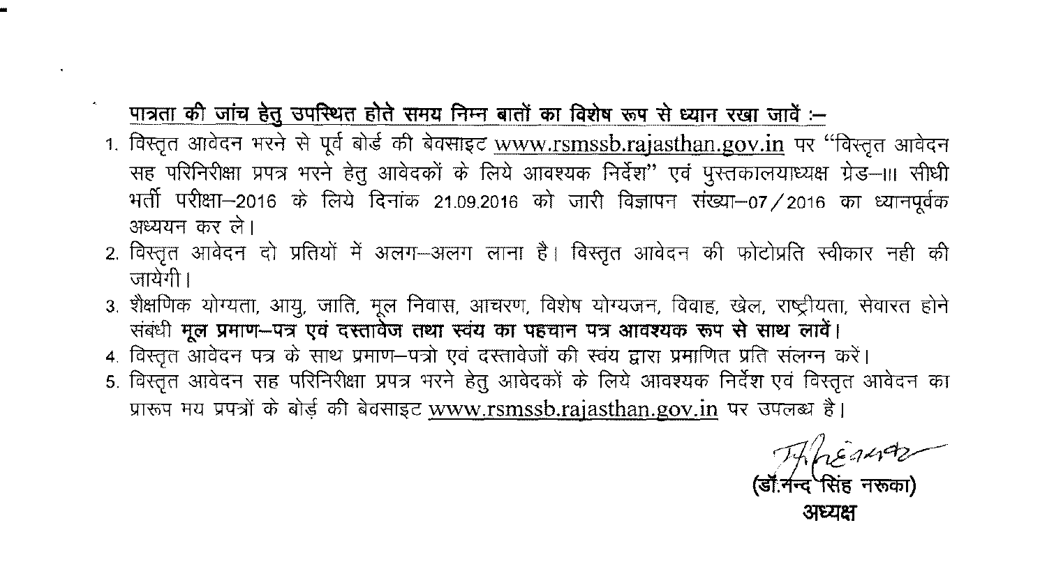<u>पात्रता की जांच हेतु उपस्थित होते समय निम्न बातों का विशेष रूप से ध्यान रखा जावें :–</u>

1. विस्तृत आवेदन भरने से पूर्व बोर्ड की बेवसाइट www.rsmssb.rajasthan.gov.in पर "विस्तृत आवेदन सह परिनिरीक्षा प्रपत्र भरने हेतु आवेदकों के लिये आवश्यक निर्देश" एवं पुस्तकालयाध्यक्ष ग्रेड–III सीधी भर्ती परीक्षा–2016 के लिये दिनांक 21.09.2016 को जारी विज्ञापन संख्या–07/2016 का ध्यानपूर्वक अध्ययन कर ले।
2. विस्तृत आवेदन दो प्रतियों में अलग–अलग लाना है। विस्तृत आवेदन की फोटोप्रति स्वीकार नही की जायेगी।
3. शैक्षणिक योग्यता, आयु, जाति, मूल निवास, आचरण, विशेष योग्यजन, विवाह, खेल, राष्ट्रीयता, सेवारत होने संबंधी **मूल प्रमाण–पत्र एवं दस्तावेज तथा स्वंय का पहचान पत्र आवश्यक रूप से साथ लावें।**
4. विस्तृत आवेदन पत्र के साथ प्रमाण–पत्रो एवं दस्तावेजों की स्वंय द्वारा प्रमाणित प्रति संलग्न करें।
5. विस्तृत आवेदन सह परिनिरीक्षा प्रपत्र भरने हेतु आवेदकों के लिये आवश्यक निर्देश एवं विस्तृत आवेदन का प्रारूप मय प्रपत्रों के बोर्ड की बेवसाइट www.rsmssb.rajasthan.gov.in पर उपलब्ध है।

(डॉ.नन्द सिंह नरूका)

अध्यक्ष